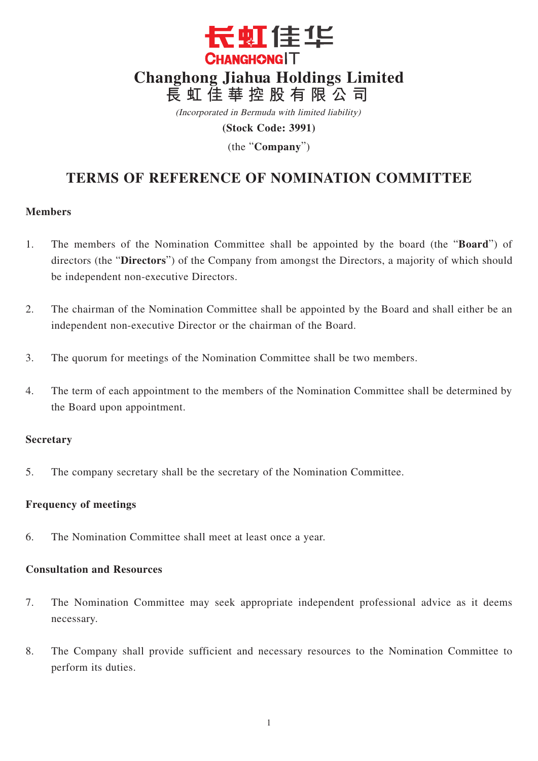长虹佳华
CHANGHONGIT

# Changhong Jiahua Holdings Limited
# 長虹佳華控股有限公司

*(Incorporated in Bermuda with limited liability)*

**(Stock Code: 3991)**

(the "**Company**")

## TERMS OF REFERENCE OF NOMINATION COMMITTEE

### Members

1. The members of the Nomination Committee shall be appointed by the board (the "**Board**") of directors (the "**Directors**") of the Company from amongst the Directors, a majority of which should be independent non-executive Directors.

2. The chairman of the Nomination Committee shall be appointed by the Board and shall either be an independent non-executive Director or the chairman of the Board.

3. The quorum for meetings of the Nomination Committee shall be two members.

4. The term of each appointment to the members of the Nomination Committee shall be determined by the Board upon appointment.

### Secretary

5. The company secretary shall be the secretary of the Nomination Committee.

### Frequency of meetings

6. The Nomination Committee shall meet at least once a year.

### Consultation and Resources

7. The Nomination Committee may seek appropriate independent professional advice as it deems necessary.

8. The Company shall provide sufficient and necessary resources to the Nomination Committee to perform its duties.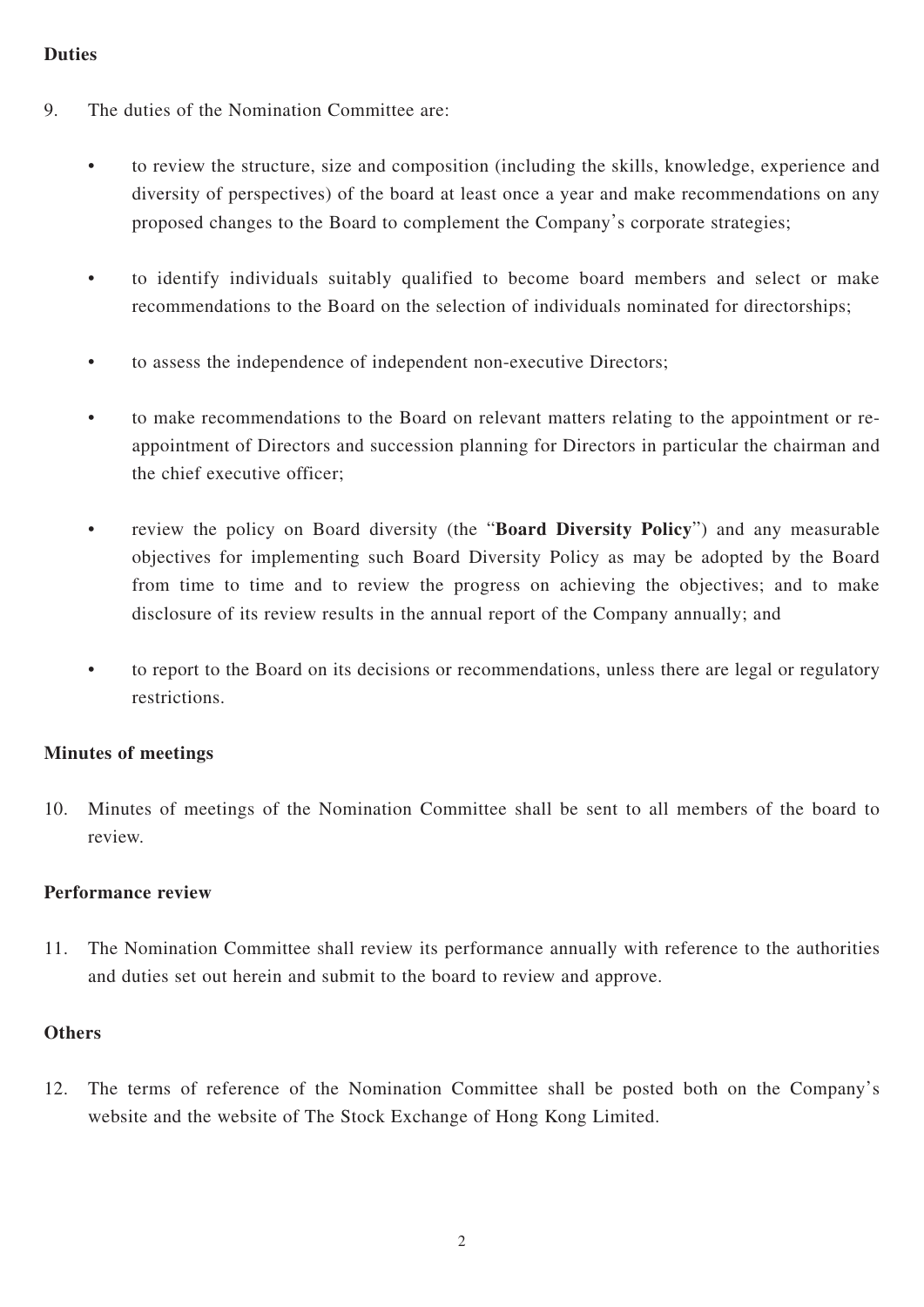**Duties**

9. The duties of the Nomination Committee are:

   - to review the structure, size and composition (including the skills, knowledge, experience and diversity of perspectives) of the board at least once a year and make recommendations on any proposed changes to the Board to complement the Company's corporate strategies;

   - to identify individuals suitably qualified to become board members and select or make recommendations to the Board on the selection of individuals nominated for directorships;

   - to assess the independence of independent non-executive Directors;

   - to make recommendations to the Board on relevant matters relating to the appointment or re-appointment of Directors and succession planning for Directors in particular the chairman and the chief executive officer;

   - review the policy on Board diversity (the "**Board Diversity Policy**") and any measurable objectives for implementing such Board Diversity Policy as may be adopted by the Board from time to time and to review the progress on achieving the objectives; and to make disclosure of its review results in the annual report of the Company annually; and

   - to report to the Board on its decisions or recommendations, unless there are legal or regulatory restrictions.

**Minutes of meetings**

10. Minutes of meetings of the Nomination Committee shall be sent to all members of the board to review.

**Performance review**

11. The Nomination Committee shall review its performance annually with reference to the authorities and duties set out herein and submit to the board to review and approve.

**Others**

12. The terms of reference of the Nomination Committee shall be posted both on the Company's website and the website of The Stock Exchange of Hong Kong Limited.